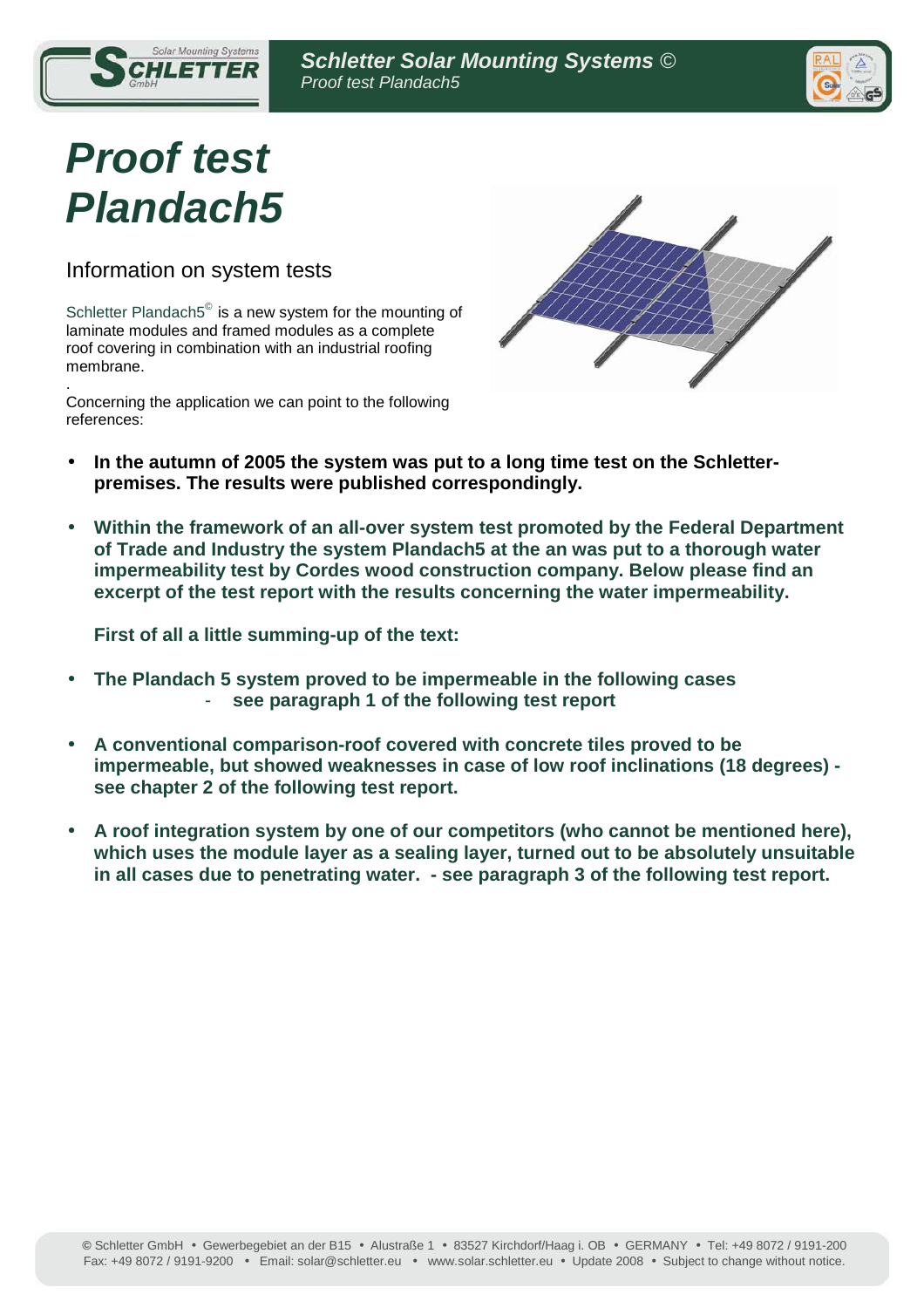# Proof test Plandach5

## Information on system tests

Schletter Plandach5© is a new system for the mounting of laminate modules and framed modules as a complete roof covering in combination with an industrial roofing membrane.

.

Concerning the application we can point to the following references:

- **In the autumn of 2005 the system was put to a long time test on the Schletter-premises. The results were published correspondingly.**

- **Within the framework of an all-over system test promoted by the Federal Department of Trade and Industry the system Plandach5 at the an was put to a thorough water impermeability test by Cordes wood construction company. Below please find an excerpt of the test report with the results concerning the water impermeability.**

  **First of all a little summing-up of the text:**

- **The Plandach 5 system proved to be impermeable in the following cases**
  - **see paragraph 1 of the following test report**

- **A conventional comparison-roof covered with concrete tiles proved to be impermeable, but showed weaknesses in case of low roof inclinations (18 degrees) - see chapter 2 of the following test report.**

- **A roof integration system by one of our competitors (who cannot be mentioned here), which uses the module layer as a sealing layer, turned out to be absolutely unsuitable in all cases due to penetrating water. - see paragraph 3 of the following test report.**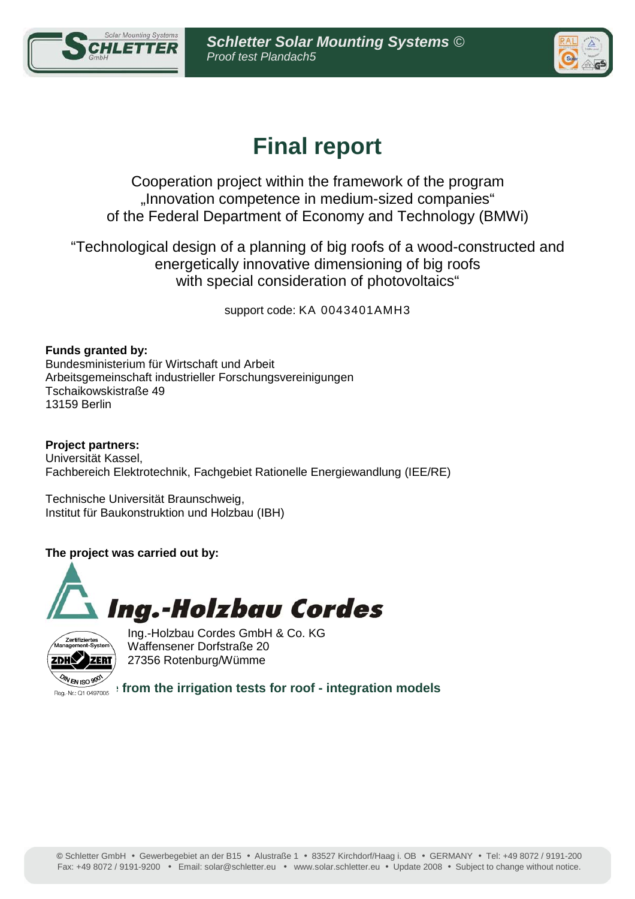# Final report

Cooperation project within the framework of the program
„Innovation competence in medium-sized companies“
of the Federal Department of Economy and Technology (BMWi)

“Technological design of a planning of big roofs of a wood-constructed and energetically innovative dimensioning of big roofs with special consideration of photovoltaics“

support code: KA 0043401AMH3

**Funds granted by:**
Bundesministerium für Wirtschaft und Arbeit
Arbeitsgemeinschaft industrieller Forschungsvereinigungen
Tschaikowskistraße 49
13159 Berlin

**Project partners:**
Universität Kassel,
Fachbereich Elektrotechnik, Fachgebiet Rationelle Energiewandlung (IEE/RE)

Technische Universität Braunschweig,
Institut für Baukonstruktion und Holzbau (IBH)

**The project was carried out by:**

Ing.-Holzbau Cordes

Ing.-Holzbau Cordes GmbH & Co. KG
Waffensener Dorfstraße 20
27356 Rotenburg/Wümme

Zertifiziertes Management-System ZDH ZERT DIN EN ISO 9001 Reg.-Nr.: Q1 0497005

**from the irrigation tests for roof - integration models**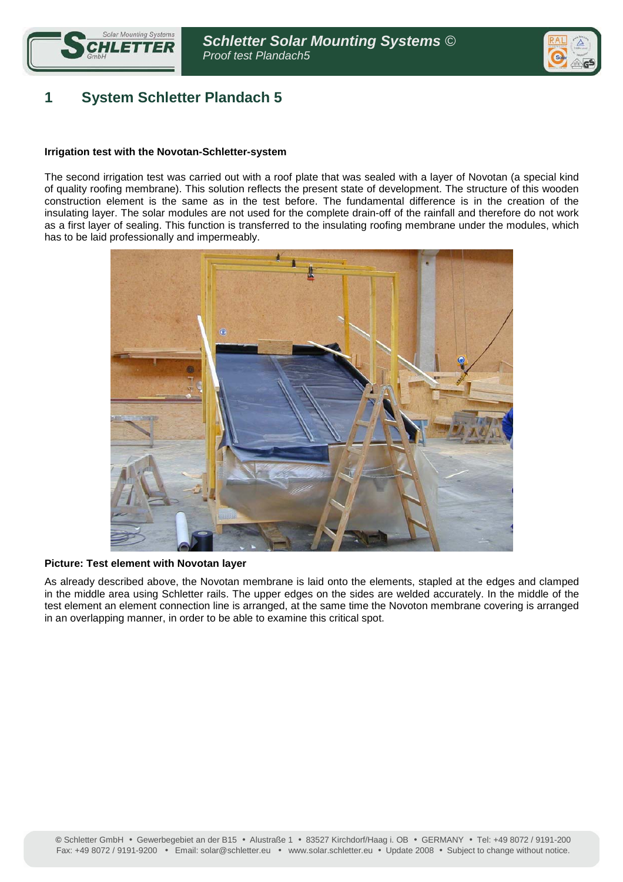# 1 System Schletter Plandach 5

**Irrigation test with the Novotan-Schletter-system**

The second irrigation test was carried out with a roof plate that was sealed with a layer of Novotan (a special kind of quality roofing membrane). This solution reflects the present state of development. The structure of this wooden construction element is the same as in the test before. The fundamental difference is in the creation of the insulating layer. The solar modules are not used for the complete drain-off of the rainfall and therefore do not work as a first layer of sealing. This function is transferred to the insulating roofing membrane under the modules, which has to be laid professionally and impermeably.

**Picture: Test element with Novotan layer**

As already described above, the Novotan membrane is laid onto the elements, stapled at the edges and clamped in the middle area using Schletter rails. The upper edges on the sides are welded accurately. In the middle of the test element an element connection line is arranged, at the same time the Novoton membrane covering is arranged in an overlapping manner, in order to be able to examine this critical spot.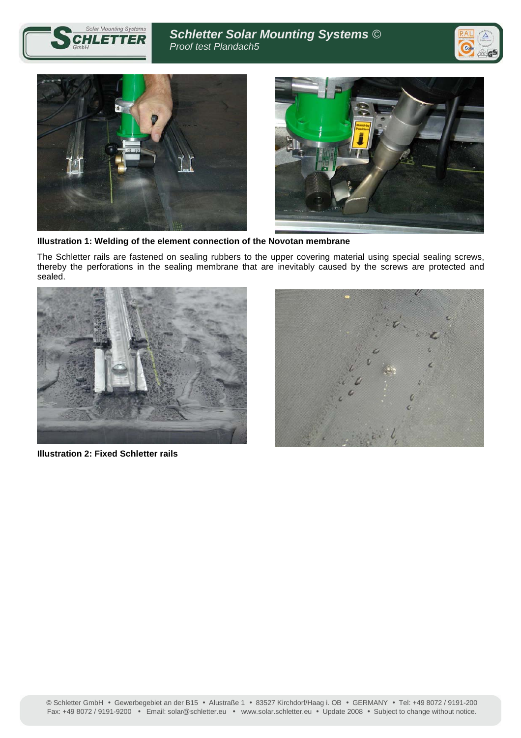**Illustration 1: Welding of the element connection of the Novotan membrane**

The Schletter rails are fastened on sealing rubbers to the upper covering material using special sealing screws, thereby the perforations in the sealing membrane that are inevitably caused by the screws are protected and sealed.

**Illustration 2: Fixed Schletter rails**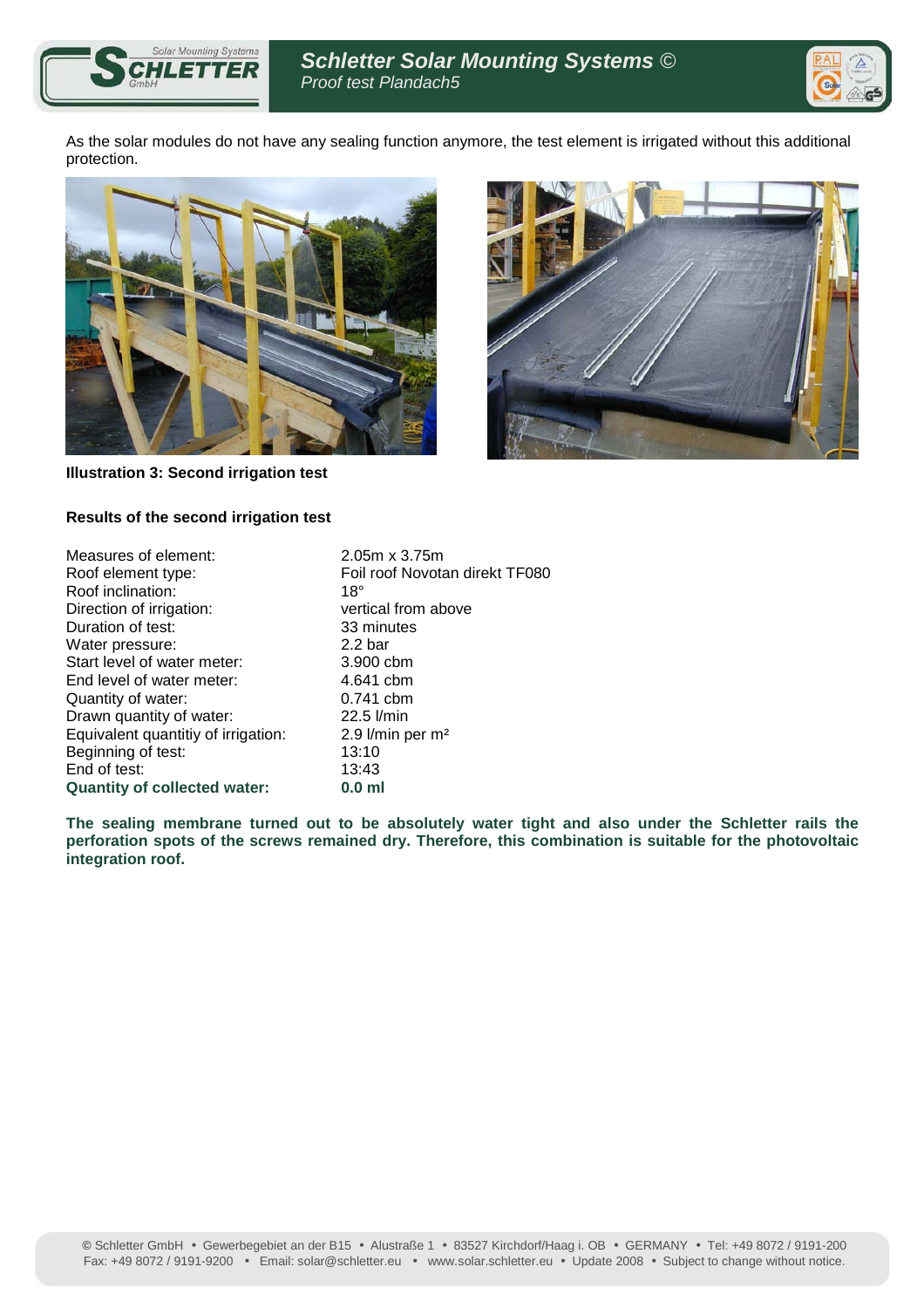As the solar modules do not have any sealing function anymore, the test element is irrigated without this additional protection.

**Illustration 3: Second irrigation test**

**Results of the second irrigation test**

| | |
|---|---|
| Measures of element: | 2.05m x 3.75m |
| Roof element type: | Foil roof Novotan direkt TF080 |
| Roof inclination: | 18° |
| Direction of irrigation: | vertical from above |
| Duration of test: | 33 minutes |
| Water pressure: | 2.2 bar |
| Start level of water meter: | 3.900 cbm |
| End level of water meter: | 4.641 cbm |
| Quantity of water: | 0.741 cbm |
| Drawn quantity of water: | 22.5 l/min |
| Equivalent quantitiy of irrigation: | 2.9 l/min per m² |
| Beginning of test: | 13:10 |
| End of test: | 13:43 |
| **Quantity of collected water:** | **0.0 ml** |

**The sealing membrane turned out to be absolutely water tight and also under the Schletter rails the perforation spots of the screws remained dry. Therefore, this combination is suitable for the photovoltaic integration roof.**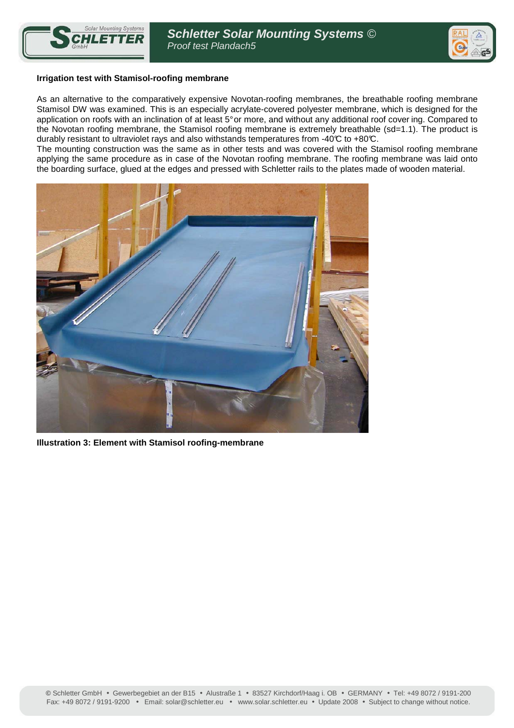**Irrigation test with Stamisol-roofing membrane**

As an alternative to the comparatively expensive Novotan-roofing membranes, the breathable roofing membrane Stamisol DW was examined. This is an especially acrylate-covered polyester membrane, which is designed for the application on roofs with an inclination of at least 5° or more, and without any additional roof cover ing. Compared to the Novotan roofing membrane, the Stamisol roofing membrane is extremely breathable (sd=1.1). The product is durably resistant to ultraviolet rays and also withstands temperatures from -40℃ to +80℃.
The mounting construction was the same as in other tests and was covered with the Stamisol roofing membrane applying the same procedure as in case of the Novotan roofing membrane. The roofing membrane was laid onto the boarding surface, glued at the edges and pressed with Schletter rails to the plates made of wooden material.

**Illustration 3: Element with Stamisol roofing-membrane**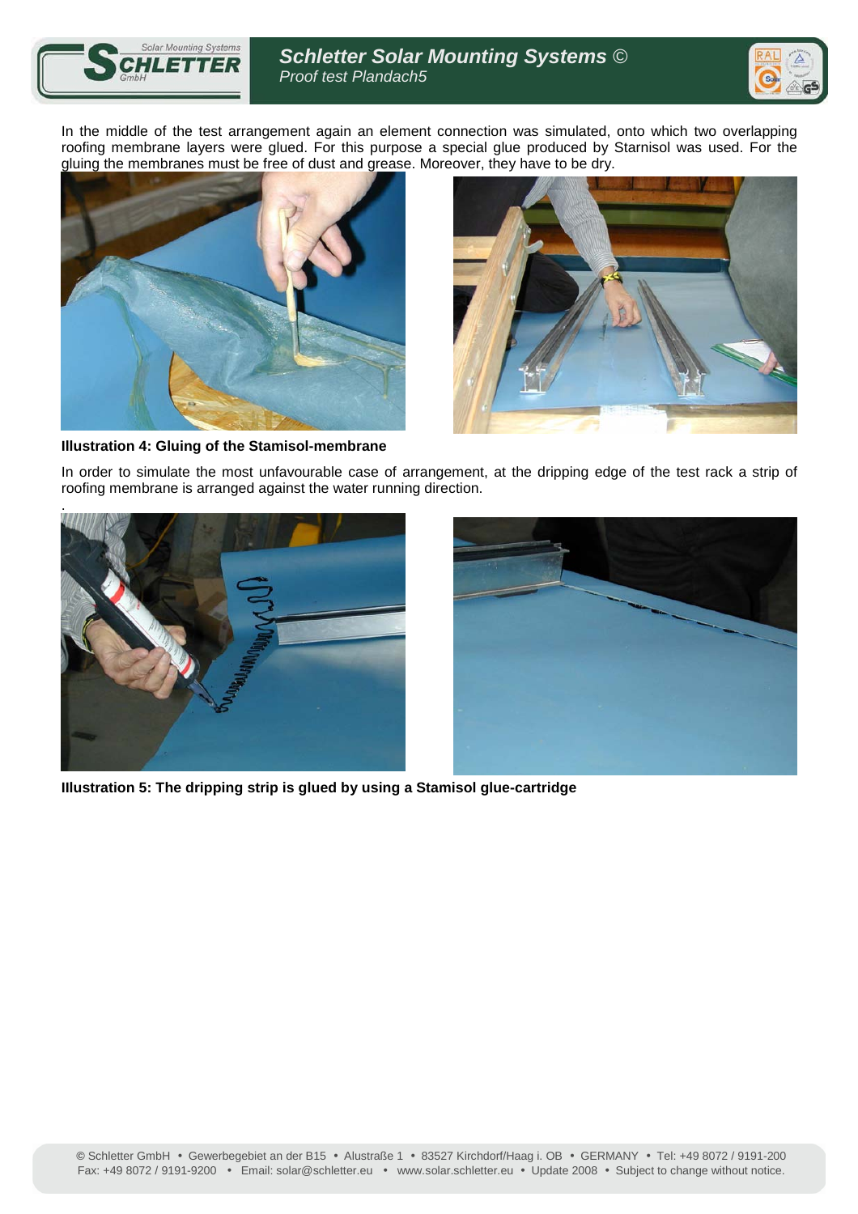In the middle of the test arrangement again an element connection was simulated, onto which two overlapping roofing membrane layers were glued. For this purpose a special glue produced by Starnisol was used. For the gluing the membranes must be free of dust and grease. Moreover, they have to be dry.

**Illustration 4: Gluing of the Stamisol-membrane**

In order to simulate the most unfavourable case of arrangement, at the dripping edge of the test rack a strip of roofing membrane is arranged against the water running direction.

.

**Illustration 5: The dripping strip is glued by using a Stamisol glue-cartridge**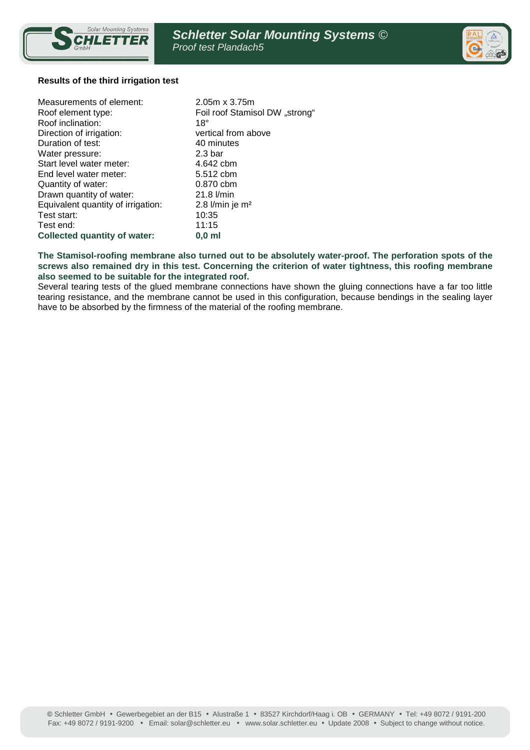### Results of the third irrigation test

| | |
|---|---|
| Measurements of element: | 2.05m x 3.75m |
| Roof element type: | Foil roof Stamisol DW „strong“ |
| Roof inclination: | 18° |
| Direction of irrigation: | vertical from above |
| Duration of test: | 40 minutes |
| Water pressure: | 2.3 bar |
| Start level water meter: | 4.642 cbm |
| End level water meter: | 5.512 cbm |
| Quantity of water: | 0.870 cbm |
| Drawn quantity of water: | 21.8 l/min |
| Equivalent quantity of irrigation: | 2.8 l/min je m² |
| Test start: | 10:35 |
| Test end: | 11:15 |
| **Collected quantity of water:** | **0,0 ml** |

**The Stamisol-roofing membrane also turned out to be absolutely water-proof. The perforation spots of the screws also remained dry in this test. Concerning the criterion of water tightness, this roofing membrane also seemed to be suitable for the integrated roof.**

Several tearing tests of the glued membrane connections have shown the gluing connections have a far too little tearing resistance, and the membrane cannot be used in this configuration, because bendings in the sealing layer have to be absorbed by the firmness of the material of the roofing membrane.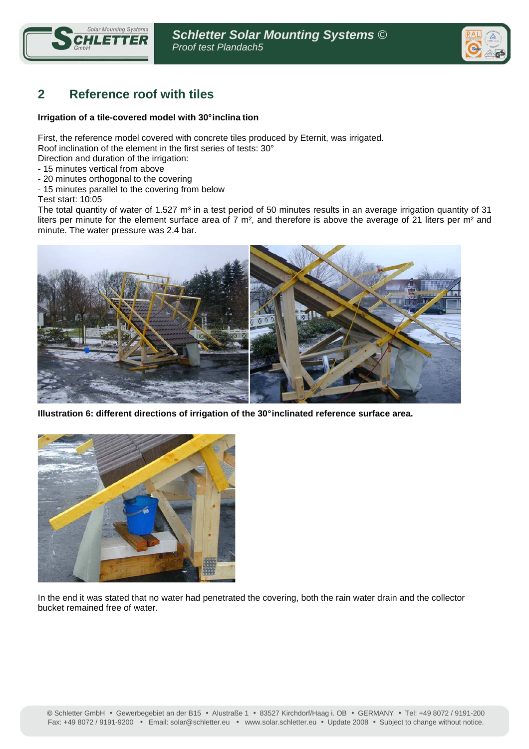## 2 Reference roof with tiles

**Irrigation of a tile-covered model with 30° inclina tion**

First, the reference model covered with concrete tiles produced by Eternit, was irrigated.
Roof inclination of the element in the first series of tests: 30°
Direction and duration of the irrigation:
- 15 minutes vertical from above
- 20 minutes orthogonal to the covering
- 15 minutes parallel to the covering from below

Test start: 10:05

The total quantity of water of 1.527 m³ in a test period of 50 minutes results in an average irrigation quantity of 31 liters per minute for the element surface area of 7 m², and therefore is above the average of 21 liters per m² and minute. The water pressure was 2.4 bar.

**Illustration 6: different directions of irrigation of the 30° inclinated reference surface area.**

In the end it was stated that no water had penetrated the covering, both the rain water drain and the collector bucket remained free of water.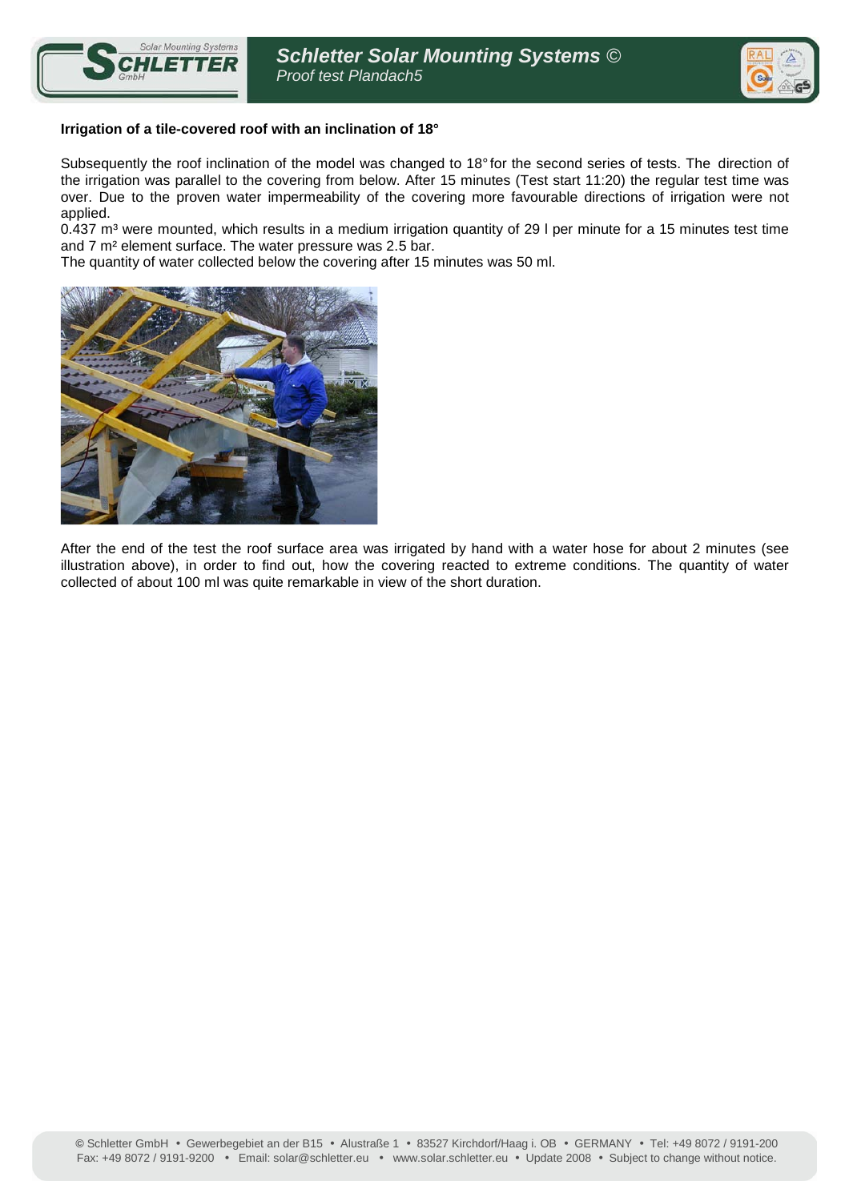**Irrigation of a tile-covered roof with an inclination of 18°**

Subsequently the roof inclination of the model was changed to 18° for the second series of tests. The direction of the irrigation was parallel to the covering from below. After 15 minutes (Test start 11:20) the regular test time was over. Due to the proven water impermeability of the covering more favourable directions of irrigation were not applied.
0.437 m³ were mounted, which results in a medium irrigation quantity of 29 l per minute for a 15 minutes test time and 7 m² element surface. The water pressure was 2.5 bar.
The quantity of water collected below the covering after 15 minutes was 50 ml.

After the end of the test the roof surface area was irrigated by hand with a water hose for about 2 minutes (see illustration above), in order to find out, how the covering reacted to extreme conditions. The quantity of water collected of about 100 ml was quite remarkable in view of the short duration.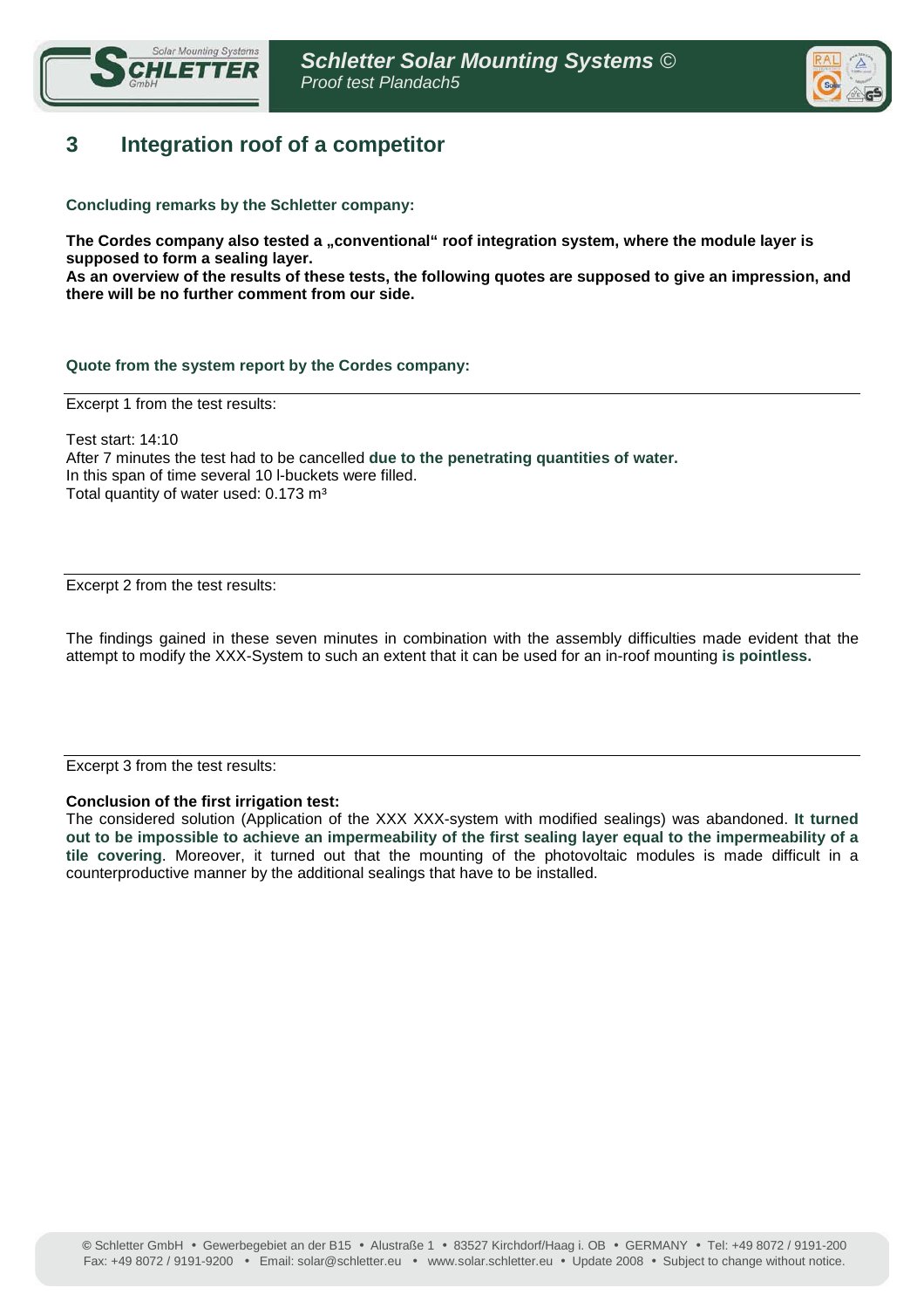## 3 Integration roof of a competitor

**Concluding remarks by the Schletter company:**

**The Cordes company also tested a „conventional“ roof integration system, where the module layer is supposed to form a sealing layer.**
**As an overview of the results of these tests, the following quotes are supposed to give an impression, and there will be no further comment from our side.**

**Quote from the system report by the Cordes company:**

---

Excerpt 1 from the test results:

Test start: 14:10
After 7 minutes the test had to be cancelled **due to the penetrating quantities of water.**
In this span of time several 10 l-buckets were filled.
Total quantity of water used: 0.173 m³

---

Excerpt 2 from the test results:

The findings gained in these seven minutes in combination with the assembly difficulties made evident that the attempt to modify the XXX-System to such an extent that it can be used for an in-roof mounting **is pointless.**

---

Excerpt 3 from the test results:

**Conclusion of the first irrigation test:**
The considered solution (Application of the XXX XXX-system with modified sealings) was abandoned. **It turned out to be impossible to achieve an impermeability of the first sealing layer equal to the impermeability of a tile covering**. Moreover, it turned out that the mounting of the photovoltaic modules is made difficult in a counterproductive manner by the additional sealings that have to be installed.